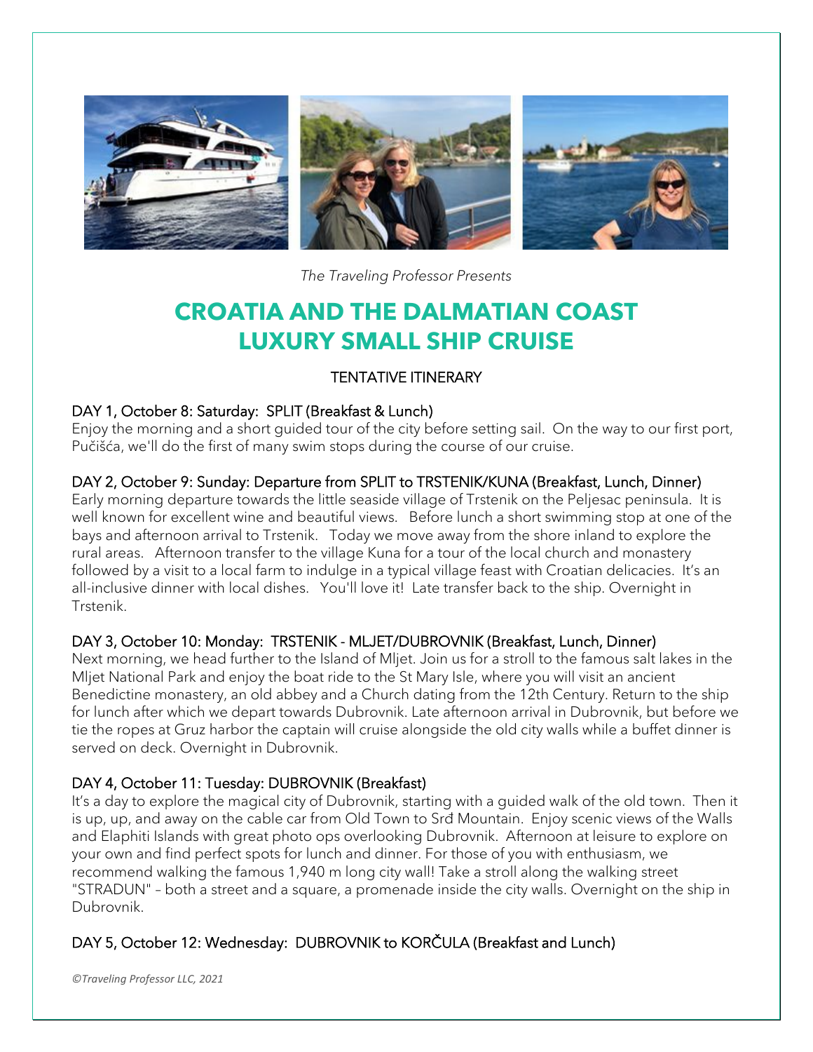*The Traveling Professor Presents*

# CROATIA AND THE DALMATIAN COAST LUXURY SMALL SHIP CRUISE

## TENTATIVE ITINERARY

### DAY 1, October 8: Saturday: SPLIT (Breakfast & Lunch)

Enjoy the morning and a short guided tour of the city before setting sail. On the way to our first port, Pučišća, we'll do the first of many swim stops during the course of our cruise.

### DAY 2, October 9: Sunday: Departure from SPLIT to TRSTENIK/KUNA (Breakfast, Lunch, Dinner)

Early morning departure towards the little seaside village of Trstenik on the Peljesac peninsula. It is well known for excellent wine and beautiful views. Before lunch a short swimming stop at one of the bays and afternoon arrival to Trstenik. Today we move away from the shore inland to explore the rural areas. Afternoon transfer to the village Kuna for a tour of the local church and monastery followed by a visit to a local farm to indulge in a typical village feast with Croatian delicacies. It's an all-inclusive dinner with local dishes. You'll love it! Late transfer back to the ship. Overnight in Trstenik.

### DAY 3, October 10: Monday: TRSTENIK - MLJET/DUBROVNIK (Breakfast, Lunch, Dinner)

Next morning, we head further to the Island of Mljet. Join us for a stroll to the famous salt lakes in the Mljet National Park and enjoy the boat ride to the St Mary Isle, where you will visit an ancient Benedictine monastery, an old abbey and a Church dating from the 12th Century. Return to the ship for lunch after which we depart towards Dubrovnik. Late afternoon arrival in Dubrovnik, but before we tie the ropes at Gruz harbor the captain will cruise alongside the old city walls while a buffet dinner is served on deck. Overnight in Dubrovnik.

### DAY 4, October 11: Tuesday: DUBROVNIK (Breakfast)

It's a day to explore the magical city of Dubrovnik, starting with a guided walk of the old town. Then it is up, up, and away on the cable car from Old Town to Srđ Mountain. Enjoy scenic views of the Walls and Elaphiti Islands with great photo ops overlooking Dubrovnik. Afternoon at leisure to explore on your own and find perfect spots for lunch and dinner. For those of you with enthusiasm, we recommend walking the famous 1,940 m long city wall! Take a stroll along the walking street "STRADUN" – both a street and a square, a promenade inside the city walls. Overnight on the ship in Dubrovnik.

### DAY 5, October 12: Wednesday: DUBROVNIK to KORČULA (Breakfast and Lunch)

*©Traveling Professor LLC, 2021*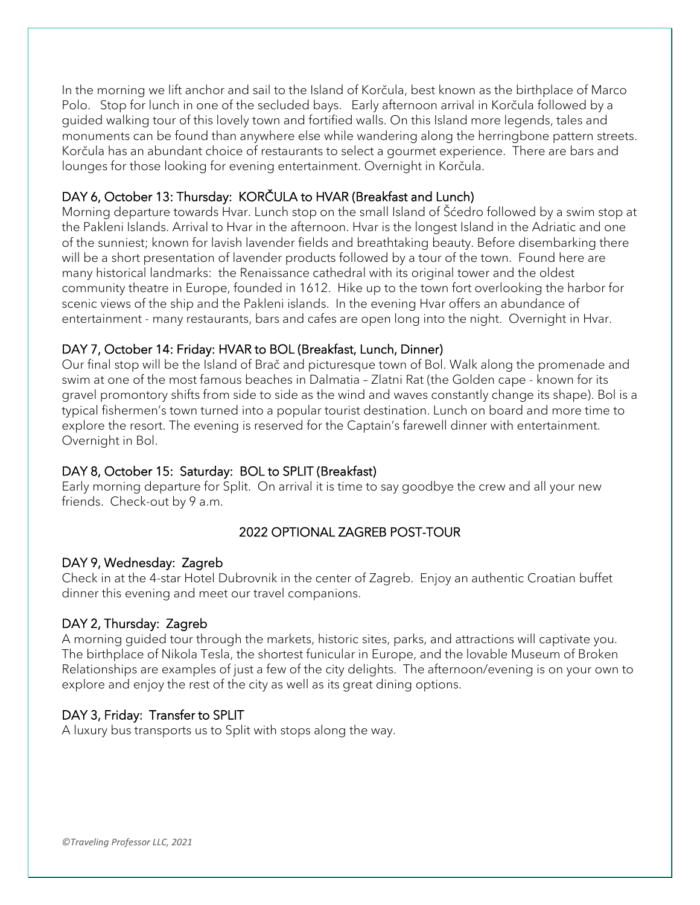In the morning we lift anchor and sail to the Island of Korčula, best known as the birthplace of Marco Polo. Stop for lunch in one of the secluded bays. Early afternoon arrival in Korčula followed by a guided walking tour of this lovely town and fortified walls. On this Island more legends, tales and monuments can be found than anywhere else while wandering along the herringbone pattern streets. Korčula has an abundant choice of restaurants to select a gourmet experience. There are bars and lounges for those looking for evening entertainment. Overnight in Korčula.

### DAY 6, October 13: Thursday: KORČULA to HVAR (Breakfast and Lunch)

Morning departure towards Hvar. Lunch stop on the small Island of Šćedro followed by a swim stop at the Pakleni Islands. Arrival to Hvar in the afternoon. Hvar is the longest Island in the Adriatic and one of the sunniest; known for lavish lavender fields and breathtaking beauty. Before disembarking there will be a short presentation of lavender products followed by a tour of the town. Found here are many historical landmarks: the Renaissance cathedral with its original tower and the oldest community theatre in Europe, founded in 1612. Hike up to the town fort overlooking the harbor for scenic views of the ship and the Pakleni islands. In the evening Hvar offers an abundance of entertainment - many restaurants, bars and cafes are open long into the night. Overnight in Hvar.

### DAY 7, October 14: Friday: HVAR to BOL (Breakfast, Lunch, Dinner)

Our final stop will be the Island of Brač and picturesque town of Bol. Walk along the promenade and swim at one of the most famous beaches in Dalmatia – Zlatni Rat (the Golden cape - known for its gravel promontory shifts from side to side as the wind and waves constantly change its shape). Bol is a typical fishermen's town turned into a popular tourist destination. Lunch on board and more time to explore the resort. The evening is reserved for the Captain's farewell dinner with entertainment. Overnight in Bol.

### DAY 8, October 15: Saturday: BOL to SPLIT (Breakfast)

Early morning departure for Split. On arrival it is time to say goodbye the crew and all your new friends. Check-out by 9 a.m.

## 2022 OPTIONAL ZAGREB POST-TOUR

### DAY 9, Wednesday: Zagreb

Check in at the 4-star Hotel Dubrovnik in the center of Zagreb. Enjoy an authentic Croatian buffet dinner this evening and meet our travel companions.

### DAY 2, Thursday: Zagreb

A morning guided tour through the markets, historic sites, parks, and attractions will captivate you. The birthplace of Nikola Tesla, the shortest funicular in Europe, and the lovable Museum of Broken Relationships are examples of just a few of the city delights. The afternoon/evening is on your own to explore and enjoy the rest of the city as well as its great dining options.

### DAY 3, Friday: Transfer to SPLIT

A luxury bus transports us to Split with stops along the way.

*©Traveling Professor LLC, 2021*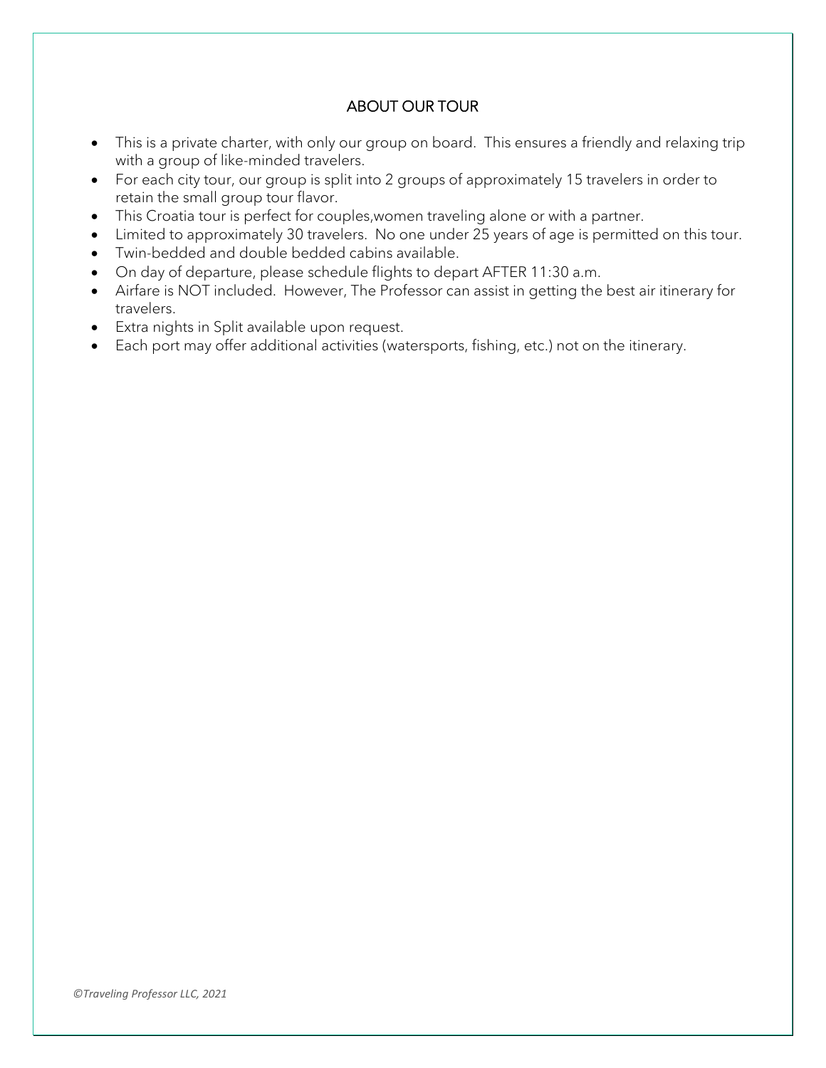## ABOUT OUR TOUR

- This is a private charter, with only our group on board. This ensures a friendly and relaxing trip with a group of like-minded travelers.
- For each city tour, our group is split into 2 groups of approximately 15 travelers in order to retain the small group tour flavor.
- This Croatia tour is perfect for couples,women traveling alone or with a partner.
- Limited to approximately 30 travelers. No one under 25 years of age is permitted on this tour.
- Twin-bedded and double bedded cabins available.
- On day of departure, please schedule flights to depart AFTER 11:30 a.m.
- Airfare is NOT included. However, The Professor can assist in getting the best air itinerary for travelers.
- Extra nights in Split available upon request.
- Each port may offer additional activities (watersports, fishing, etc.) not on the itinerary.

*©Traveling Professor LLC, 2021*